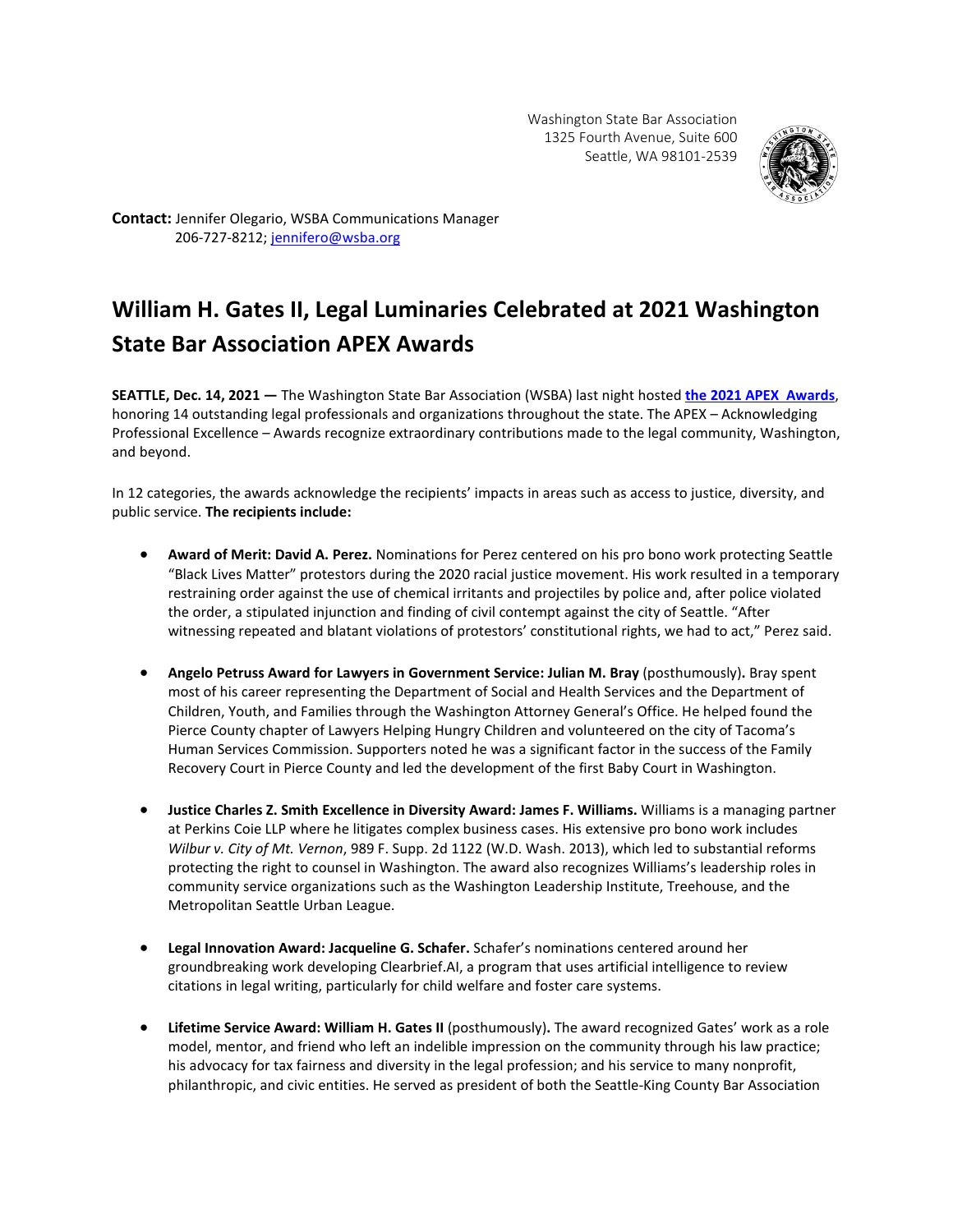Washington State Bar Association
1325 Fourth Avenue, Suite 600
Seattle, WA 98101-2539

**Contact:** Jennifer Olegario, WSBA Communications Manager
206-727-8212; jennifero@wsba.org

# William H. Gates II, Legal Luminaries Celebrated at 2021 Washington State Bar Association APEX Awards

**SEATTLE, Dec. 14, 2021 —** The Washington State Bar Association (WSBA) last night hosted **the 2021 APEX Awards**, honoring 14 outstanding legal professionals and organizations throughout the state. The APEX – Acknowledging Professional Excellence – Awards recognize extraordinary contributions made to the legal community, Washington, and beyond.

In 12 categories, the awards acknowledge the recipients' impacts in areas such as access to justice, diversity, and public service. **The recipients include:**

- **Award of Merit: David A. Perez.** Nominations for Perez centered on his pro bono work protecting Seattle "Black Lives Matter" protestors during the 2020 racial justice movement. His work resulted in a temporary restraining order against the use of chemical irritants and projectiles by police and, after police violated the order, a stipulated injunction and finding of civil contempt against the city of Seattle. "After witnessing repeated and blatant violations of protestors' constitutional rights, we had to act," Perez said.

- **Angelo Petruss Award for Lawyers in Government Service: Julian M. Bray** (posthumously)**.** Bray spent most of his career representing the Department of Social and Health Services and the Department of Children, Youth, and Families through the Washington Attorney General's Office. He helped found the Pierce County chapter of Lawyers Helping Hungry Children and volunteered on the city of Tacoma's Human Services Commission. Supporters noted he was a significant factor in the success of the Family Recovery Court in Pierce County and led the development of the first Baby Court in Washington.

- **Justice Charles Z. Smith Excellence in Diversity Award: James F. Williams.** Williams is a managing partner at Perkins Coie LLP where he litigates complex business cases. His extensive pro bono work includes *Wilbur v. City of Mt. Vernon*, 989 F. Supp. 2d 1122 (W.D. Wash. 2013), which led to substantial reforms protecting the right to counsel in Washington. The award also recognizes Williams's leadership roles in community service organizations such as the Washington Leadership Institute, Treehouse, and the Metropolitan Seattle Urban League.

- **Legal Innovation Award: Jacqueline G. Schafer.** Schafer's nominations centered around her groundbreaking work developing Clearbrief.AI, a program that uses artificial intelligence to review citations in legal writing, particularly for child welfare and foster care systems.

- **Lifetime Service Award: William H. Gates II** (posthumously)**.** The award recognized Gates' work as a role model, mentor, and friend who left an indelible impression on the community through his law practice; his advocacy for tax fairness and diversity in the legal profession; and his service to many nonprofit, philanthropic, and civic entities. He served as president of both the Seattle-King County Bar Association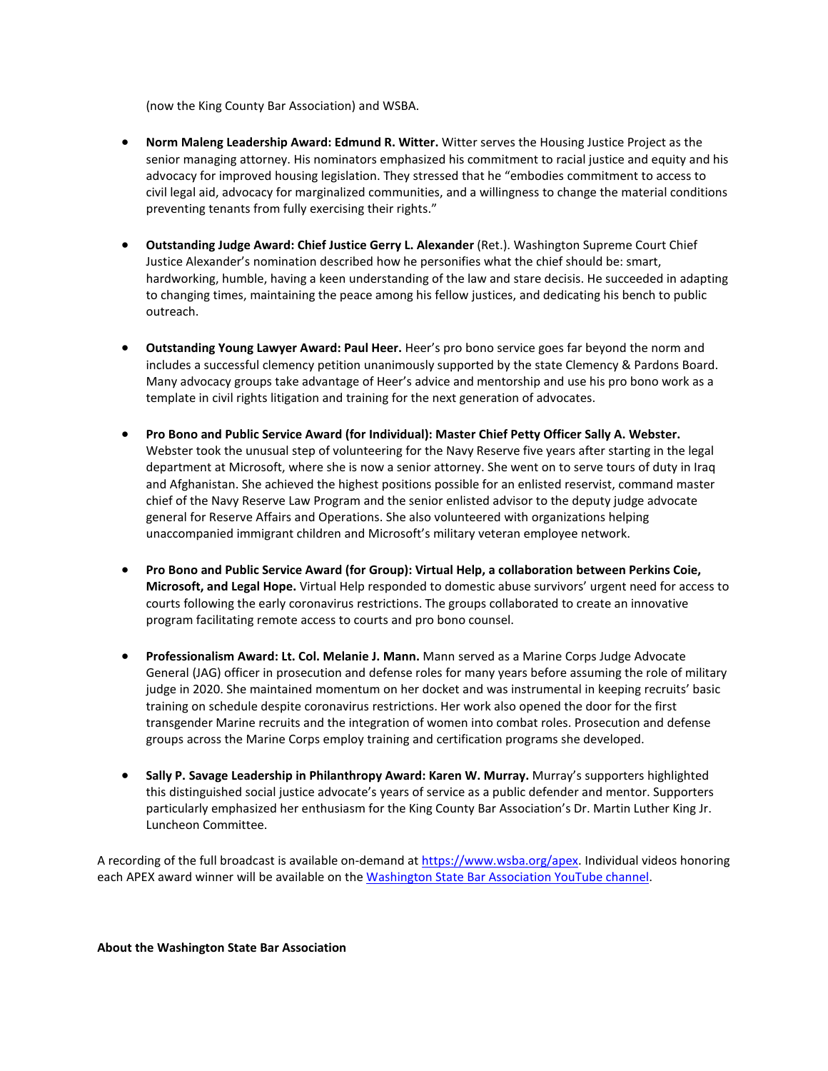(now the King County Bar Association) and WSBA.

- **Norm Maleng Leadership Award: Edmund R. Witter.** Witter serves the Housing Justice Project as the senior managing attorney. His nominators emphasized his commitment to racial justice and equity and his advocacy for improved housing legislation. They stressed that he "embodies commitment to access to civil legal aid, advocacy for marginalized communities, and a willingness to change the material conditions preventing tenants from fully exercising their rights."

- **Outstanding Judge Award: Chief Justice Gerry L. Alexander** (Ret.). Washington Supreme Court Chief Justice Alexander's nomination described how he personifies what the chief should be: smart, hardworking, humble, having a keen understanding of the law and stare decisis. He succeeded in adapting to changing times, maintaining the peace among his fellow justices, and dedicating his bench to public outreach.

- **Outstanding Young Lawyer Award: Paul Heer.** Heer's pro bono service goes far beyond the norm and includes a successful clemency petition unanimously supported by the state Clemency & Pardons Board. Many advocacy groups take advantage of Heer's advice and mentorship and use his pro bono work as a template in civil rights litigation and training for the next generation of advocates.

- **Pro Bono and Public Service Award (for Individual): Master Chief Petty Officer Sally A. Webster.** Webster took the unusual step of volunteering for the Navy Reserve five years after starting in the legal department at Microsoft, where she is now a senior attorney. She went on to serve tours of duty in Iraq and Afghanistan. She achieved the highest positions possible for an enlisted reservist, command master chief of the Navy Reserve Law Program and the senior enlisted advisor to the deputy judge advocate general for Reserve Affairs and Operations. She also volunteered with organizations helping unaccompanied immigrant children and Microsoft's military veteran employee network.

- **Pro Bono and Public Service Award (for Group): Virtual Help, a collaboration between Perkins Coie, Microsoft, and Legal Hope.** Virtual Help responded to domestic abuse survivors' urgent need for access to courts following the early coronavirus restrictions. The groups collaborated to create an innovative program facilitating remote access to courts and pro bono counsel.

- **Professionalism Award: Lt. Col. Melanie J. Mann.** Mann served as a Marine Corps Judge Advocate General (JAG) officer in prosecution and defense roles for many years before assuming the role of military judge in 2020. She maintained momentum on her docket and was instrumental in keeping recruits' basic training on schedule despite coronavirus restrictions. Her work also opened the door for the first transgender Marine recruits and the integration of women into combat roles. Prosecution and defense groups across the Marine Corps employ training and certification programs she developed.

- **Sally P. Savage Leadership in Philanthropy Award: Karen W. Murray.** Murray's supporters highlighted this distinguished social justice advocate's years of service as a public defender and mentor. Supporters particularly emphasized her enthusiasm for the King County Bar Association's Dr. Martin Luther King Jr. Luncheon Committee.

A recording of the full broadcast is available on-demand at [https://www.wsba.org/apex](https://www.wsba.org/apex). Individual videos honoring each APEX award winner will be available on the [Washington State Bar Association YouTube channel](#).

**About the Washington State Bar Association**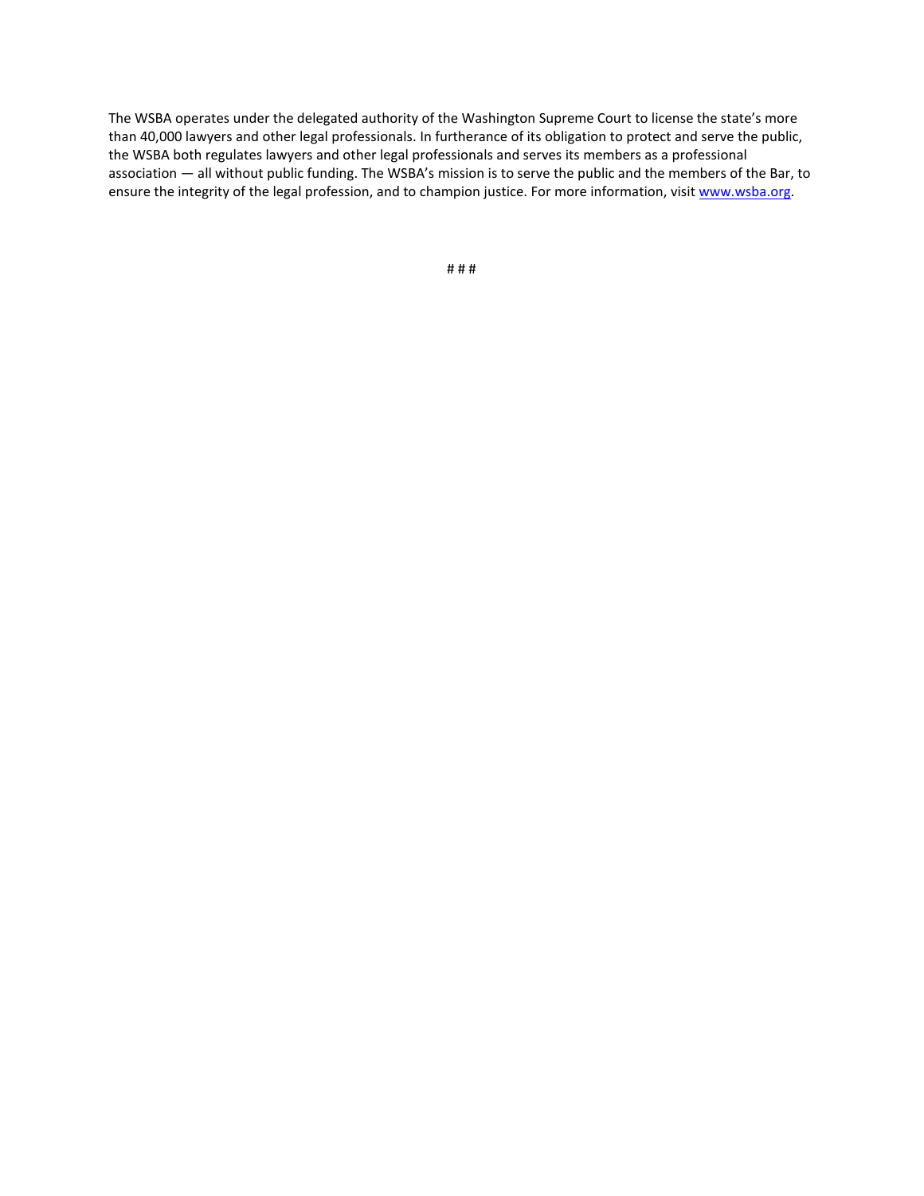The WSBA operates under the delegated authority of the Washington Supreme Court to license the state's more than 40,000 lawyers and other legal professionals. In furtherance of its obligation to protect and serve the public, the WSBA both regulates lawyers and other legal professionals and serves its members as a professional association — all without public funding. The WSBA's mission is to serve the public and the members of the Bar, to ensure the integrity of the legal profession, and to champion justice. For more information, visit [www.wsba.org](http://www.wsba.org).

# # #